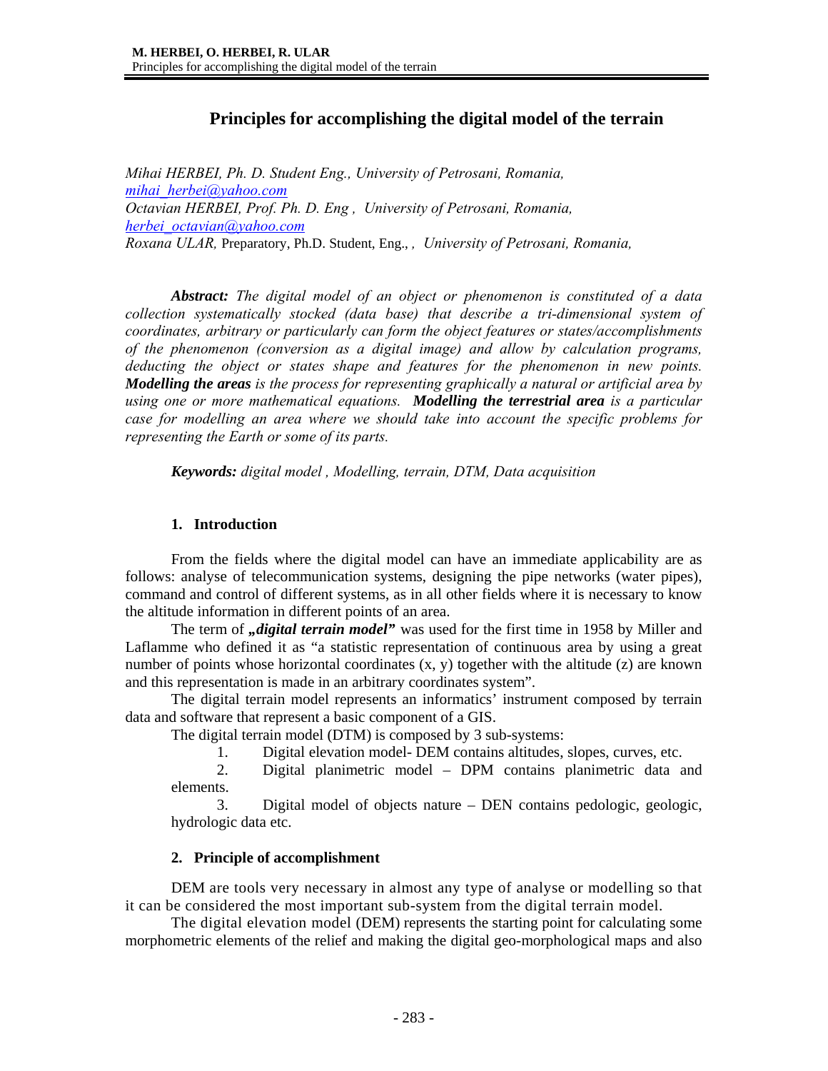# Principles for accomplishing the digital model of the terrain

*Mihai HERBEI, Ph. D. Student Eng., University of Petrosani, Romania,*
*mihai_herbei@yahoo.com*
*Octavian HERBEI, Prof. Ph. D. Eng , University of Petrosani, Romania,*
*herbei_octavian@yahoo.com*
*Roxana ULAR,* Preparatory, Ph.D. Student, Eng., *, University of Petrosani, Romania,*

***Abstract:*** *The digital model of an object or phenomenon is constituted of a data collection systematically stocked (data base) that describe a tri-dimensional system of coordinates, arbitrary or particularly can form the object features or states/accomplishments of the phenomenon (conversion as a digital image) and allow by calculation programs, deducting the object or states shape and features for the phenomenon in new points.* ***Modelling the areas*** *is the process for representing graphically a natural or artificial area by using one or more mathematical equations.* ***Modelling the terrestrial area*** *is a particular case for modelling an area where we should take into account the specific problems for representing the Earth or some of its parts.*

***Keywords:*** *digital model , Modelling, terrain, DTM, Data acquisition*

## 1. Introduction

From the fields where the digital model can have an immediate applicability are as follows: analyse of telecommunication systems, designing the pipe networks (water pipes), command and control of different systems, as in all other fields where it is necessary to know the altitude information in different points of an area.

The term of ***„digital terrain model"*** was used for the first time in 1958 by Miller and Laflamme who defined it as "a statistic representation of continuous area by using a great number of points whose horizontal coordinates (x, y) together with the altitude (z) are known and this representation is made in an arbitrary coordinates system".

The digital terrain model represents an informatics' instrument composed by terrain data and software that represent a basic component of a GIS.

The digital terrain model (DTM) is composed by 3 sub-systems:

1. Digital elevation model- DEM contains altitudes, slopes, curves, etc.
2. Digital planimetric model – DPM contains planimetric data and elements.
3. Digital model of objects nature – DEN contains pedologic, geologic, hydrologic data etc.

## 2. Principle of accomplishment

DEM are tools very necessary in almost any type of analyse or modelling so that it can be considered the most important sub-system from the digital terrain model.

The digital elevation model (DEM) represents the starting point for calculating some morphometric elements of the relief and making the digital geo-morphological maps and also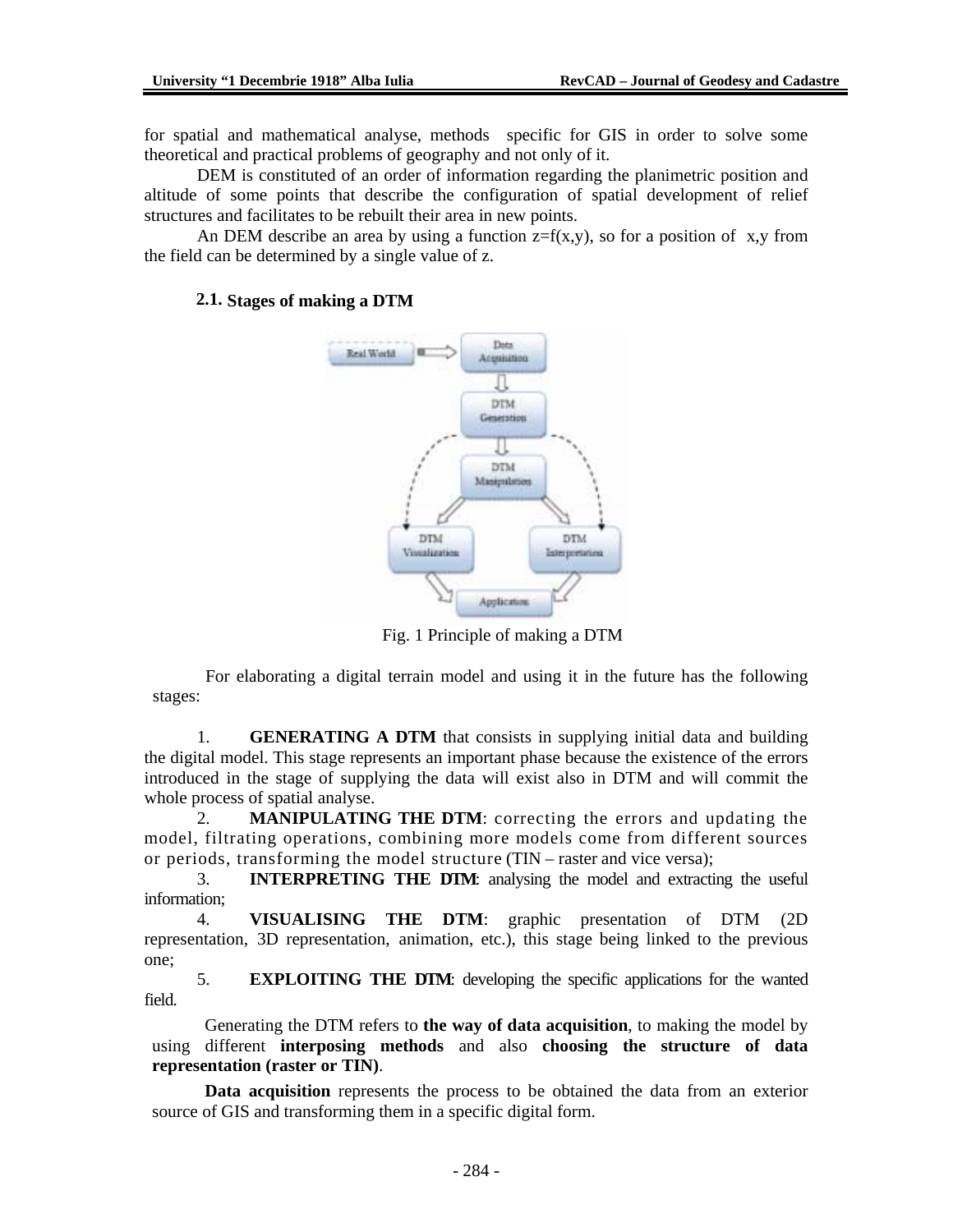for spatial and mathematical analyse, methods specific for GIS in order to solve some theoretical and practical problems of geography and not only of it.

DEM is constituted of an order of information regarding the planimetric position and altitude of some points that describe the configuration of spatial development of relief structures and facilitates to be rebuilt their area in new points.

An DEM describe an area by using a function $z=f(x,y)$, so for a position of x,y from the field can be determined by a single value of z.

### 2.1. Stages of making a DTM

Fig. 1 Principle of making a DTM

For elaborating a digital terrain model and using it in the future has the following stages:

1. **GENERATING A DTM** that consists in supplying initial data and building the digital model. This stage represents an important phase because the existence of the errors introduced in the stage of supplying the data will exist also in DTM and will commit the whole process of spatial analyse.
2. **MANIPULATING THE DTM**: correcting the errors and updating the model, filtrating operations, combining more models come from different sources or periods, transforming the model structure (TIN – raster and vice versa);
3. **INTERPRETING THE DTM**: analysing the model and extracting the useful information;
4. **VISUALISING THE DTM**: graphic presentation of DTM (2D representation, 3D representation, animation, etc.), this stage being linked to the previous one;
5. **EXPLOITING THE DTM**: developing the specific applications for the wanted field.

Generating the DTM refers to **the way of data acquisition**, to making the model by using different **interposing methods** and also **choosing the structure of data representation (raster or TIN)**.

**Data acquisition** represents the process to be obtained the data from an exterior source of GIS and transforming them in a specific digital form.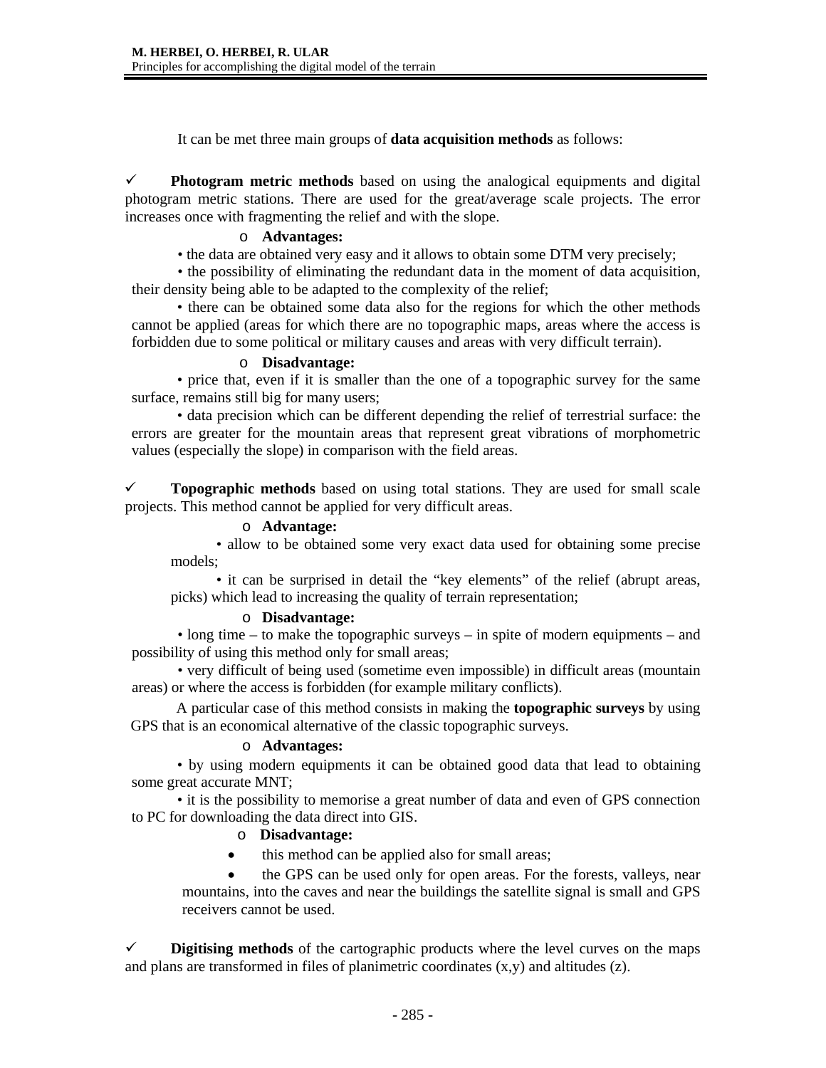It can be met three main groups of **data acquisition methods** as follows:

- ✓ **Photogram metric methods** based on using the analogical equipments and digital photogram metric stations. There are used for the great/average scale projects. The error increases once with fragmenting the relief and with the slope.

  - **Advantages:**

    • the data are obtained very easy and it allows to obtain some DTM very precisely;

    • the possibility of eliminating the redundant data in the moment of data acquisition, their density being able to be adapted to the complexity of the relief;

    • there can be obtained some data also for the regions for which the other methods cannot be applied (areas for which there are no topographic maps, areas where the access is forbidden due to some political or military causes and areas with very difficult terrain).

  - **Disadvantage:**

    • price that, even if it is smaller than the one of a topographic survey for the same surface, remains still big for many users;

    • data precision which can be different depending the relief of terrestrial surface: the errors are greater for the mountain areas that represent great vibrations of morphometric values (especially the slope) in comparison with the field areas.

- ✓ **Topographic methods** based on using total stations. They are used for small scale projects. This method cannot be applied for very difficult areas.

  - **Advantage:**

    • allow to be obtained some very exact data used for obtaining some precise models;

    • it can be surprised in detail the "key elements" of the relief (abrupt areas, picks) which lead to increasing the quality of terrain representation;

  - **Disadvantage:**

    • long time – to make the topographic surveys – in spite of modern equipments – and possibility of using this method only for small areas;

    • very difficult of being used (sometime even impossible) in difficult areas (mountain areas) or where the access is forbidden (for example military conflicts).

  A particular case of this method consists in making the **topographic surveys** by using GPS that is an economical alternative of the classic topographic surveys.

  - **Advantages:**

    • by using modern equipments it can be obtained good data that lead to obtaining some great accurate MNT;

    • it is the possibility to memorise a great number of data and even of GPS connection to PC for downloading the data direct into GIS.

  - **Disadvantage:**

    - this method can be applied also for small areas;
    - the GPS can be used only for open areas. For the forests, valleys, near mountains, into the caves and near the buildings the satellite signal is small and GPS receivers cannot be used.

- ✓ **Digitising methods** of the cartographic products where the level curves on the maps and plans are transformed in files of planimetric coordinates (x,y) and altitudes (z).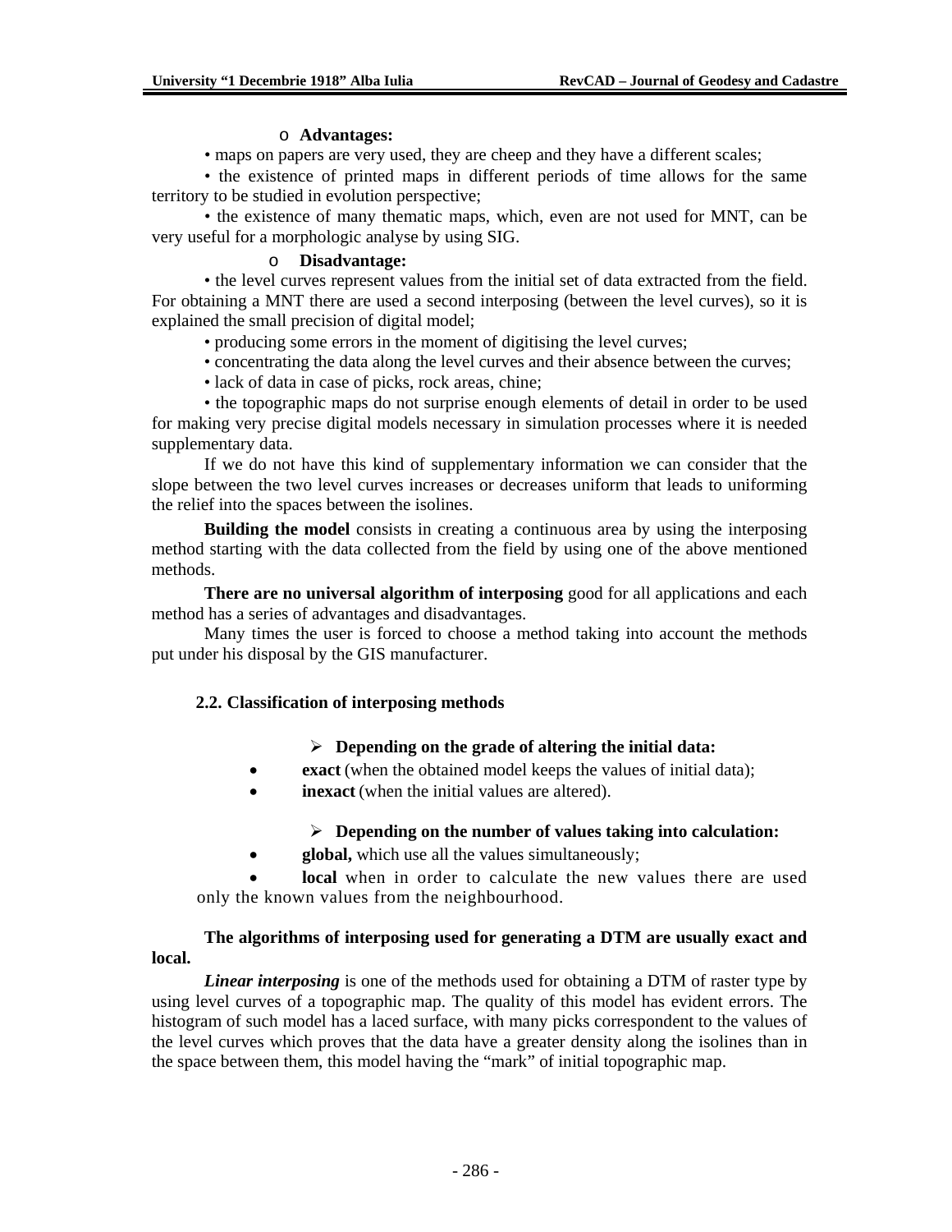- **Advantages:**

• maps on papers are very used, they are cheep and they have a different scales;

• the existence of printed maps in different periods of time allows for the same territory to be studied in evolution perspective;

• the existence of many thematic maps, which, even are not used for MNT, can be very useful for a morphologic analyse by using SIG.

- **Disadvantage:**

• the level curves represent values from the initial set of data extracted from the field. For obtaining a MNT there are used a second interposing (between the level curves), so it is explained the small precision of digital model;

• producing some errors in the moment of digitising the level curves;

• concentrating the data along the level curves and their absence between the curves;

• lack of data in case of picks, rock areas, chine;

• the topographic maps do not surprise enough elements of detail in order to be used for making very precise digital models necessary in simulation processes where it is needed supplementary data.

If we do not have this kind of supplementary information we can consider that the slope between the two level curves increases or decreases uniform that leads to uniforming the relief into the spaces between the isolines.

**Building the model** consists in creating a continuous area by using the interposing method starting with the data collected from the field by using one of the above mentioned methods.

**There are no universal algorithm of interposing** good for all applications and each method has a series of advantages and disadvantages.

Many times the user is forced to choose a method taking into account the methods put under his disposal by the GIS manufacturer.

### 2.2. Classification of interposing methods

- **Depending on the grade of altering the initial data:**
  - **exact** (when the obtained model keeps the values of initial data);
  - **inexact** (when the initial values are altered).

- **Depending on the number of values taking into calculation:**
  - **global,** which use all the values simultaneously;
  - **local** when in order to calculate the new values there are used only the known values from the neighbourhood.

**The algorithms of interposing used for generating a DTM are usually exact and local.**

***Linear interposing*** is one of the methods used for obtaining a DTM of raster type by using level curves of a topographic map. The quality of this model has evident errors. The histogram of such model has a laced surface, with many picks correspondent to the values of the level curves which proves that the data have a greater density along the isolines than in the space between them, this model having the "mark" of initial topographic map.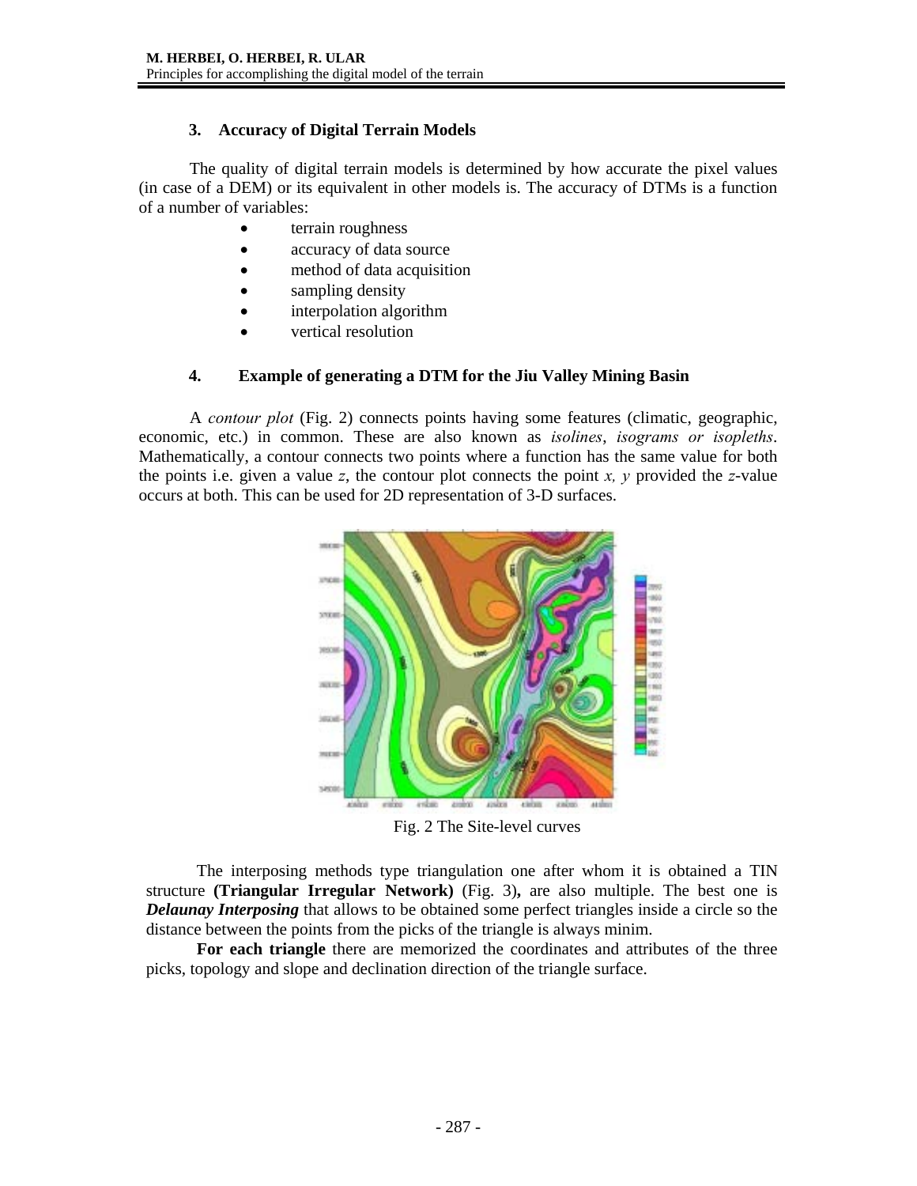## 3. Accuracy of Digital Terrain Models

The quality of digital terrain models is determined by how accurate the pixel values (in case of a DEM) or its equivalent in other models is. The accuracy of DTMs is a function of a number of variables:

- terrain roughness
- accuracy of data source
- method of data acquisition
- sampling density
- interpolation algorithm
- vertical resolution

## 4. Example of generating a DTM for the Jiu Valley Mining Basin

A *contour plot* (Fig. 2) connects points having some features (climatic, geographic, economic, etc.) in common. These are also known as *isolines*, *isograms or isopleths*. Mathematically, a contour connects two points where a function has the same value for both the points i.e. given a value $z$, the contour plot connects the point $x, y$ provided the $z$-value occurs at both. This can be used for 2D representation of 3-D surfaces.

Fig. 2 The Site-level curves

The interposing methods type triangulation one after whom it is obtained a TIN structure **(Triangular Irregular Network)** (Fig. 3)**,** are also multiple. The best one is ***Delaunay Interposing*** that allows to be obtained some perfect triangles inside a circle so the distance between the points from the picks of the triangle is always minim.

**For each triangle** there are memorized the coordinates and attributes of the three picks, topology and slope and declination direction of the triangle surface.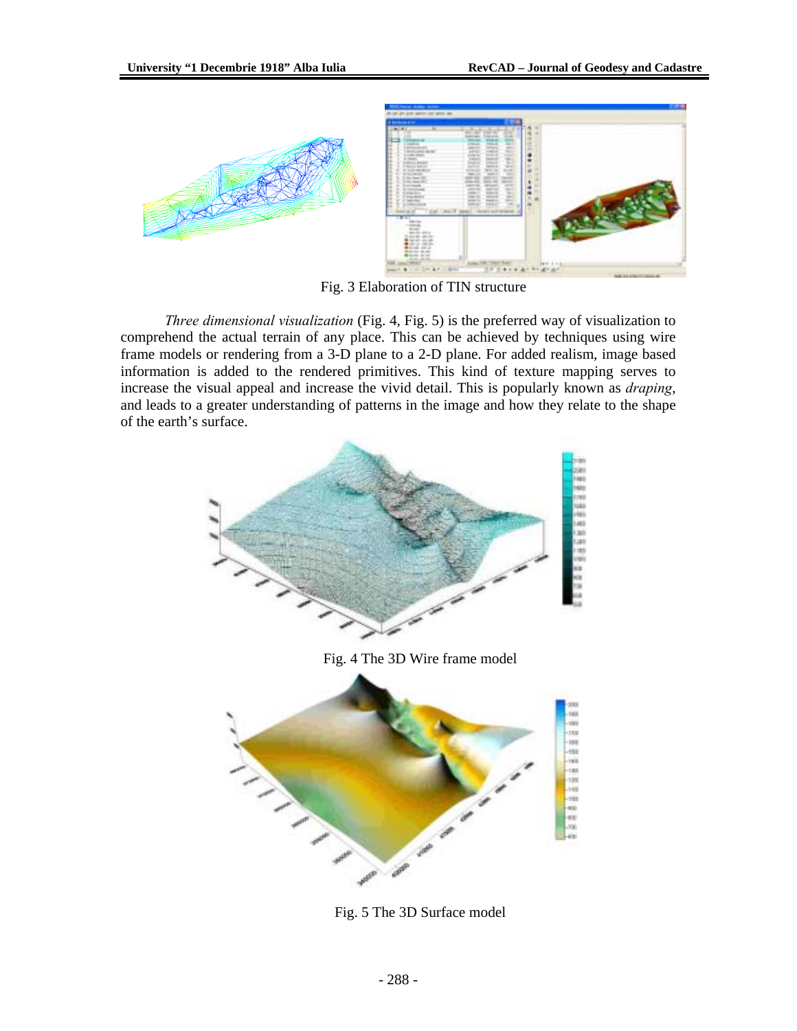Fig. 3 Elaboration of TIN structure

*Three dimensional visualization* (Fig. 4, Fig. 5) is the preferred way of visualization to comprehend the actual terrain of any place. This can be achieved by techniques using wire frame models or rendering from a 3-D plane to a 2-D plane. For added realism, image based information is added to the rendered primitives. This kind of texture mapping serves to increase the visual appeal and increase the vivid detail. This is popularly known as *draping*, and leads to a greater understanding of patterns in the image and how they relate to the shape of the earth's surface.

Fig. 4 The 3D Wire frame model

Fig. 5 The 3D Surface model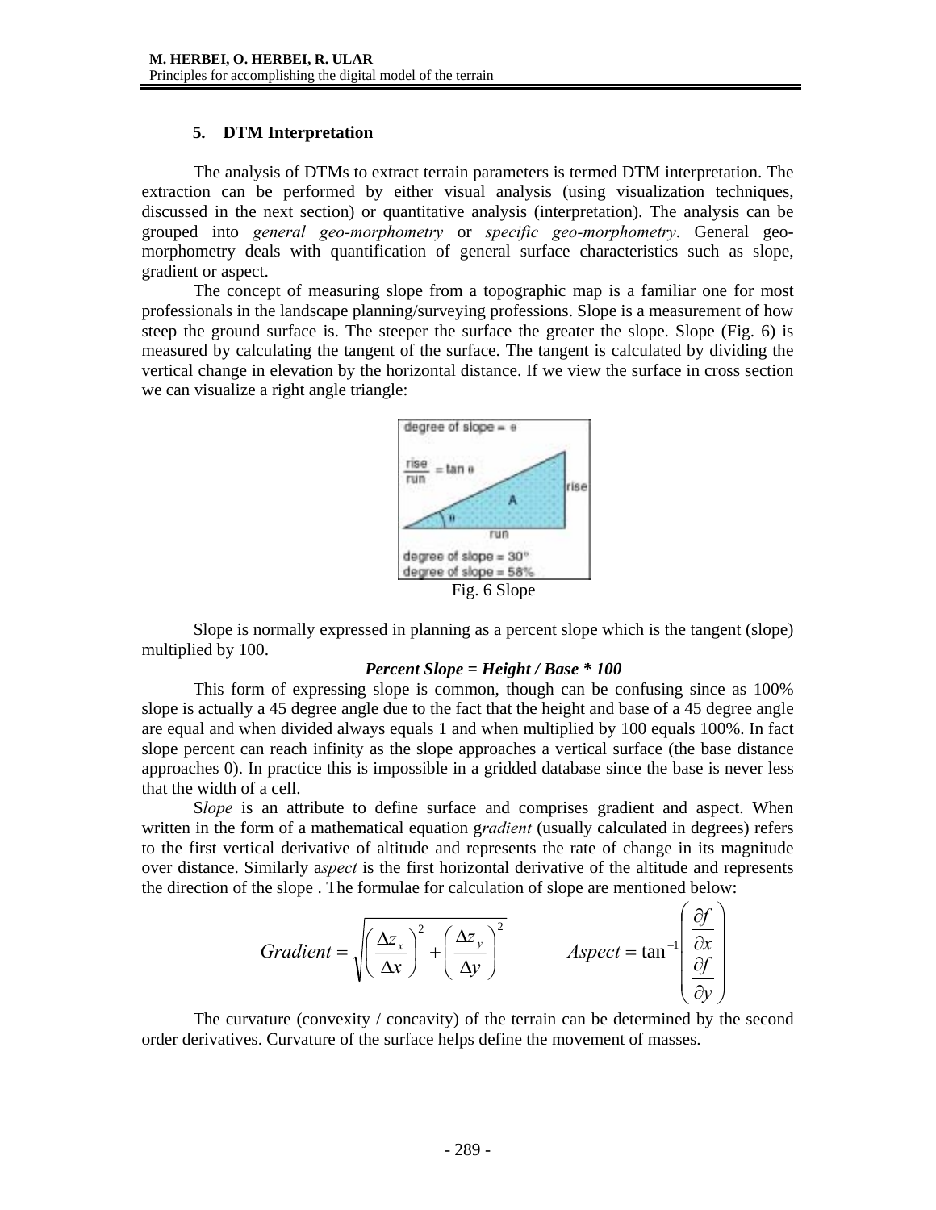## 5. DTM Interpretation

The analysis of DTMs to extract terrain parameters is termed DTM interpretation. The extraction can be performed by either visual analysis (using visualization techniques, discussed in the next section) or quantitative analysis (interpretation). The analysis can be grouped into *general geo-morphometry* or *specific geo-morphometry*. General geo-morphometry deals with quantification of general surface characteristics such as slope, gradient or aspect.

The concept of measuring slope from a topographic map is a familiar one for most professionals in the landscape planning/surveying professions. Slope is a measurement of how steep the ground surface is. The steeper the surface the greater the slope. Slope (Fig. 6) is measured by calculating the tangent of the surface. The tangent is calculated by dividing the vertical change in elevation by the horizontal distance. If we view the surface in cross section we can visualize a right angle triangle:

Fig. 6 Slope

Slope is normally expressed in planning as a percent slope which is the tangent (slope) multiplied by 100.

***Percent Slope = Height / Base * 100***

This form of expressing slope is common, though can be confusing since as 100% slope is actually a 45 degree angle due to the fact that the height and base of a 45 degree angle are equal and when divided always equals 1 and when multiplied by 100 equals 100%. In fact slope percent can reach infinity as the slope approaches a vertical surface (the base distance approaches 0). In practice this is impossible in a gridded database since the base is never less that the width of a cell.

S*lope* is an attribute to define surface and comprises gradient and aspect. When written in the form of a mathematical equation g*radient* (usually calculated in degrees) refers to the first vertical derivative of altitude and represents the rate of change in its magnitude over distance. Similarly a*spect* is the first horizontal derivative of the altitude and represents the direction of the slope . The formulae for calculation of slope are mentioned below:

$$Gradient = \sqrt{\left(\frac{\Delta z_x}{\Delta x}\right)^2 + \left(\frac{\Delta z_y}{\Delta y}\right)^2} \qquad Aspect = \tan^{-1}\left(\frac{\frac{\partial f}{\partial x}}{\frac{\partial f}{\partial y}}\right)$$

The curvature (convexity / concavity) of the terrain can be determined by the second order derivatives. Curvature of the surface helps define the movement of masses.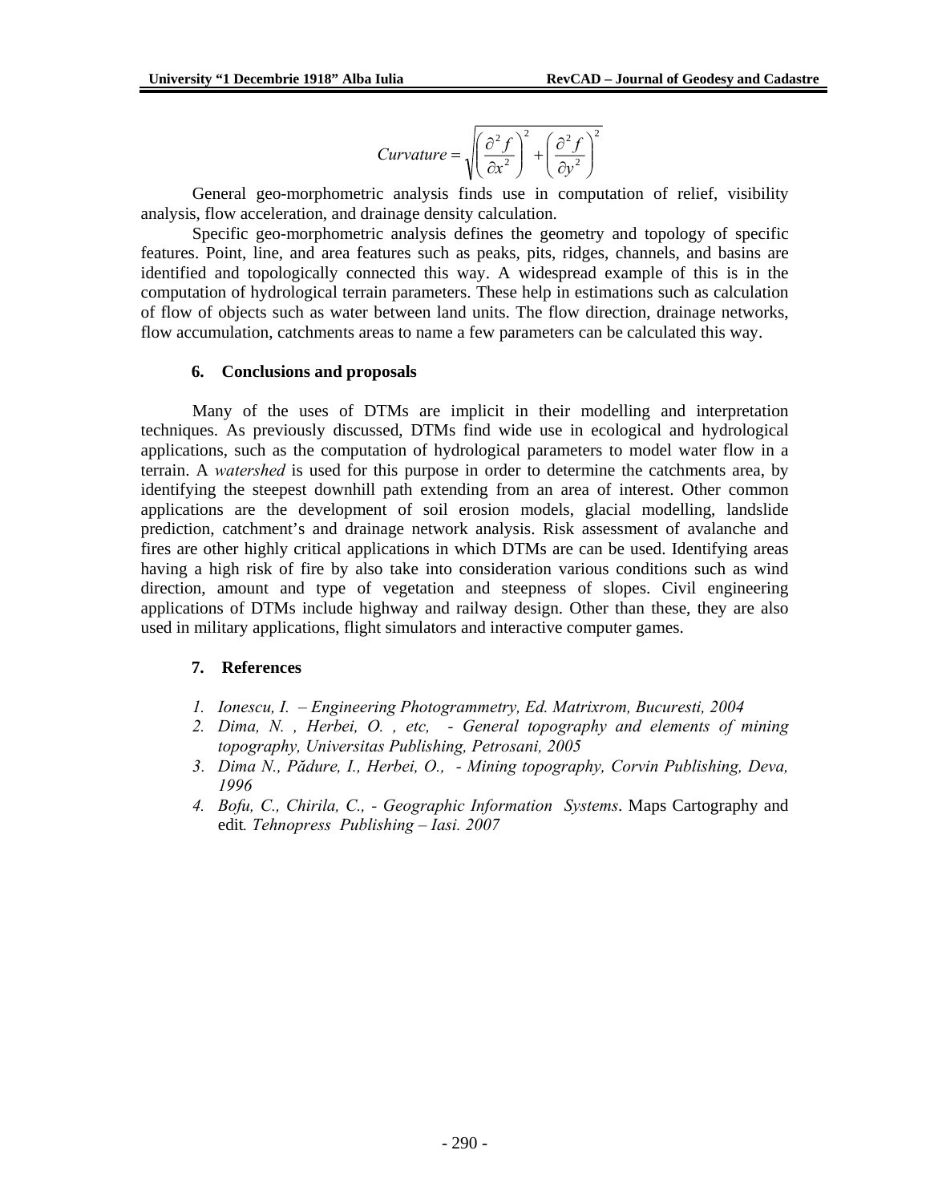$$Curvature = \sqrt{\left(\frac{\partial^2 f}{\partial x^2}\right)^2 + \left(\frac{\partial^2 f}{\partial y^2}\right)^2}$$

General geo-morphometric analysis finds use in computation of relief, visibility analysis, flow acceleration, and drainage density calculation.

Specific geo-morphometric analysis defines the geometry and topology of specific features. Point, line, and area features such as peaks, pits, ridges, channels, and basins are identified and topologically connected this way. A widespread example of this is in the computation of hydrological terrain parameters. These help in estimations such as calculation of flow of objects such as water between land units. The flow direction, drainage networks, flow accumulation, catchments areas to name a few parameters can be calculated this way.

## 6. Conclusions and proposals

Many of the uses of DTMs are implicit in their modelling and interpretation techniques. As previously discussed, DTMs find wide use in ecological and hydrological applications, such as the computation of hydrological parameters to model water flow in a terrain. A *watershed* is used for this purpose in order to determine the catchments area, by identifying the steepest downhill path extending from an area of interest. Other common applications are the development of soil erosion models, glacial modelling, landslide prediction, catchment's and drainage network analysis. Risk assessment of avalanche and fires are other highly critical applications in which DTMs are can be used. Identifying areas having a high risk of fire by also take into consideration various conditions such as wind direction, amount and type of vegetation and steepness of slopes. Civil engineering applications of DTMs include highway and railway design. Other than these, they are also used in military applications, flight simulators and interactive computer games.

## 7. References

1. *Ionescu, I. – Engineering Photogrammetry, Ed. Matrixrom, Bucuresti, 2004*
2. *Dima, N. , Herbei, O. , etc, - General topography and elements of mining topography, Universitas Publishing, Petrosani, 2005*
3. *Dima N., Pădure, I., Herbei, O., - Mining topography, Corvin Publishing, Deva, 1996*
4. *Bofu, C., Chirila, C., - Geographic Information Systems*. Maps Cartography and edit*. Tehnopress Publishing – Iasi. 2007*